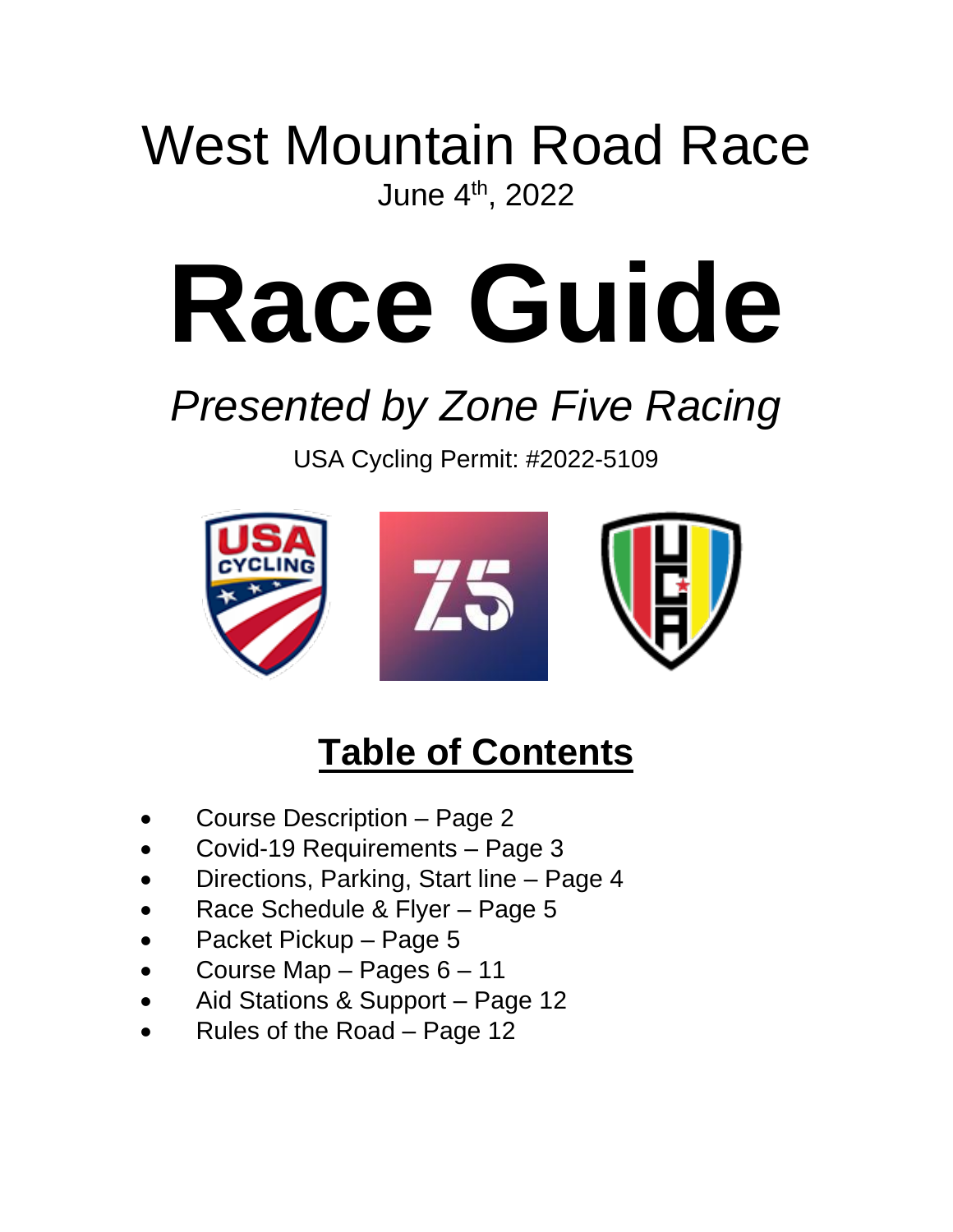# West Mountain Road Race

June 4th, 2022

# Race Guide

*Presented by Zone Five Racing*

USA Cycling Permit: #2022-5109

## Table of Contents

- Course Description – Page 2
- Covid-19 Requirements – Page 3
- Directions, Parking, Start line – Page 4
- Race Schedule & Flyer – Page 5
- Packet Pickup – Page 5
- Course Map – Pages 6 – 11
- Aid Stations & Support – Page 12
- Rules of the Road – Page 12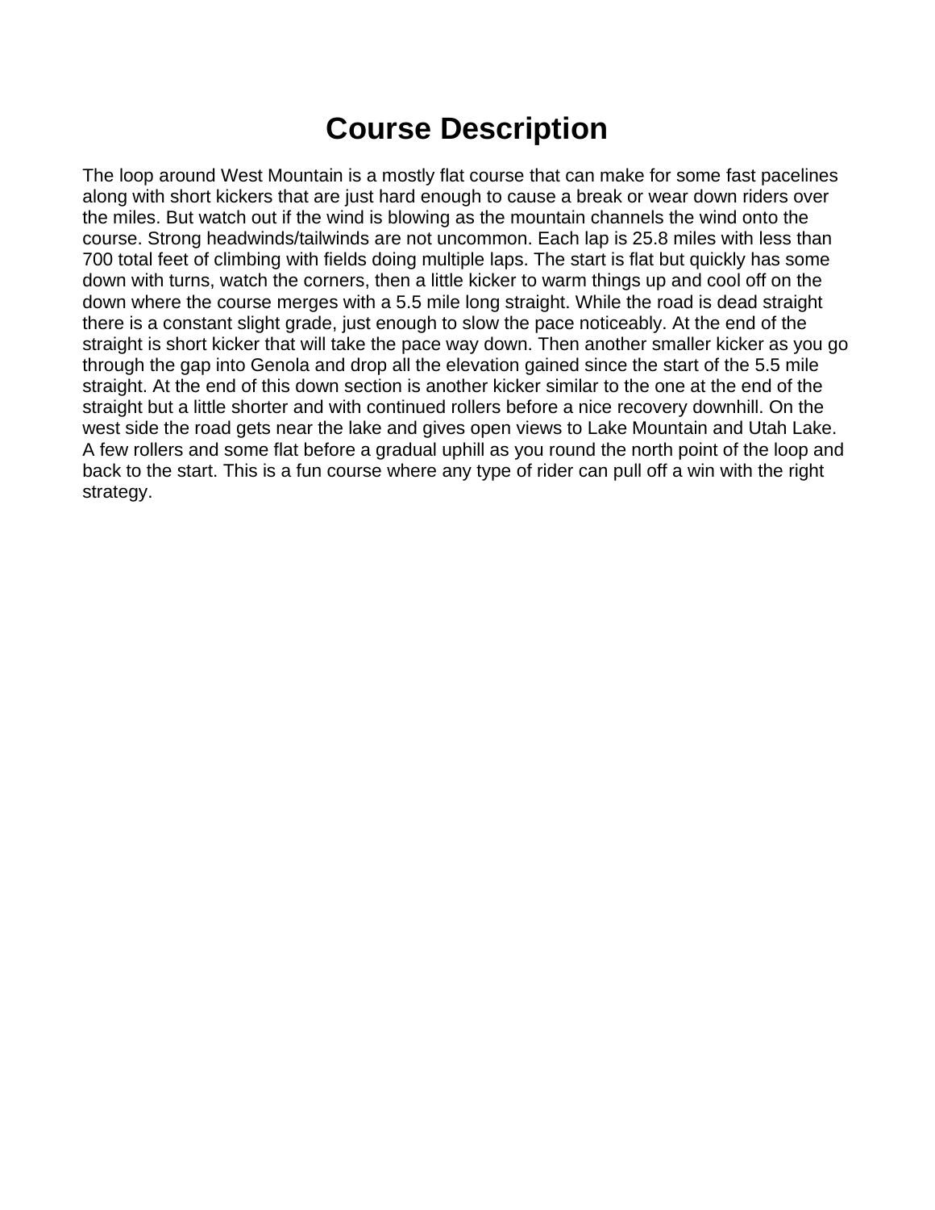# Course Description

The loop around West Mountain is a mostly flat course that can make for some fast pacelines along with short kickers that are just hard enough to cause a break or wear down riders over the miles. But watch out if the wind is blowing as the mountain channels the wind onto the course. Strong headwinds/tailwinds are not uncommon. Each lap is 25.8 miles with less than 700 total feet of climbing with fields doing multiple laps. The start is flat but quickly has some down with turns, watch the corners, then a little kicker to warm things up and cool off on the down where the course merges with a 5.5 mile long straight. While the road is dead straight there is a constant slight grade, just enough to slow the pace noticeably. At the end of the straight is short kicker that will take the pace way down. Then another smaller kicker as you go through the gap into Genola and drop all the elevation gained since the start of the 5.5 mile straight. At the end of this down section is another kicker similar to the one at the end of the straight but a little shorter and with continued rollers before a nice recovery downhill. On the west side the road gets near the lake and gives open views to Lake Mountain and Utah Lake. A few rollers and some flat before a gradual uphill as you round the north point of the loop and back to the start. This is a fun course where any type of rider can pull off a win with the right strategy.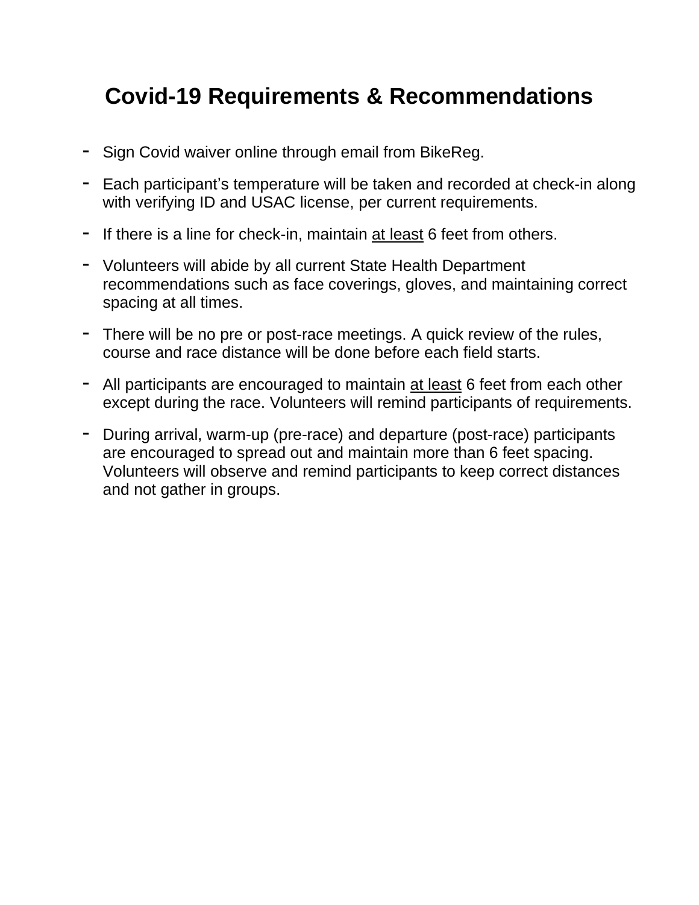# Covid-19 Requirements & Recommendations

- Sign Covid waiver online through email from BikeReg.
- Each participant's temperature will be taken and recorded at check-in along with verifying ID and USAC license, per current requirements.
- If there is a line for check-in, maintain <u>at least</u> 6 feet from others.
- Volunteers will abide by all current State Health Department recommendations such as face coverings, gloves, and maintaining correct spacing at all times.
- There will be no pre or post-race meetings. A quick review of the rules, course and race distance will be done before each field starts.
- All participants are encouraged to maintain <u>at least</u> 6 feet from each other except during the race. Volunteers will remind participants of requirements.
- During arrival, warm-up (pre-race) and departure (post-race) participants are encouraged to spread out and maintain more than 6 feet spacing. Volunteers will observe and remind participants to keep correct distances and not gather in groups.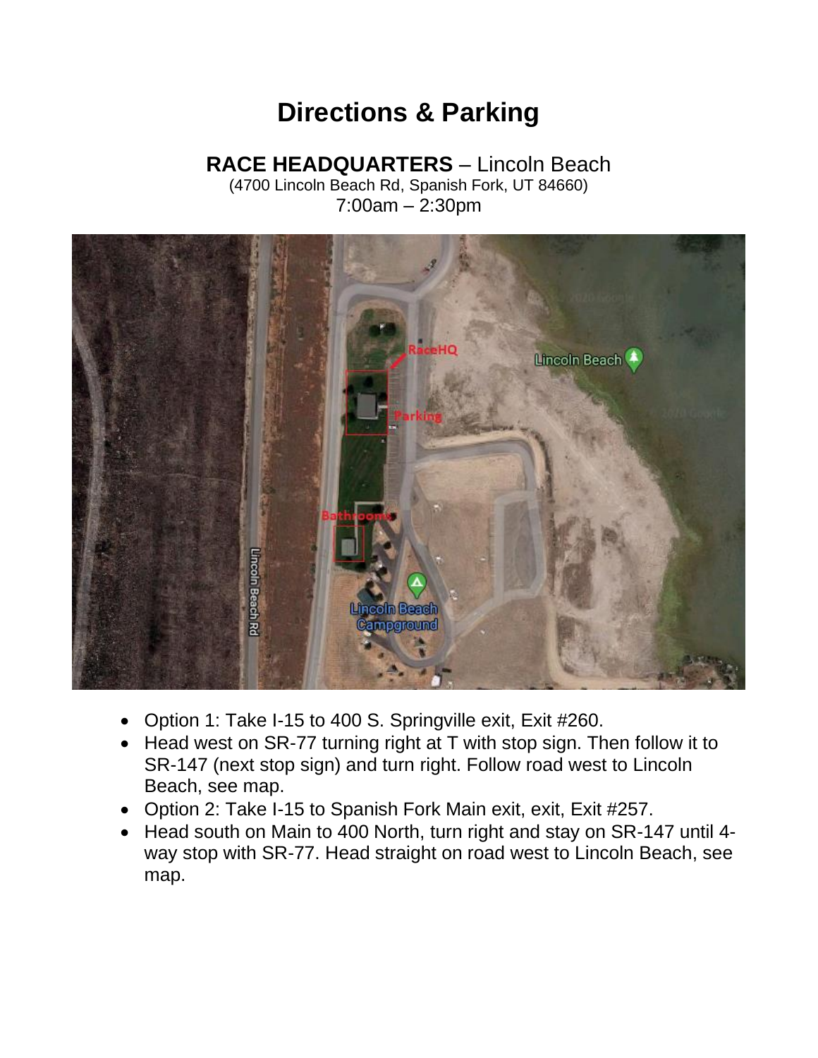# Directions & Parking

**RACE HEADQUARTERS** – Lincoln Beach
(4700 Lincoln Beach Rd, Spanish Fork, UT 84660)
7:00am – 2:30pm

- Option 1: Take I-15 to 400 S. Springville exit, Exit #260.
- Head west on SR-77 turning right at T with stop sign. Then follow it to SR-147 (next stop sign) and turn right. Follow road west to Lincoln Beach, see map.
- Option 2: Take I-15 to Spanish Fork Main exit, exit, Exit #257.
- Head south on Main to 400 North, turn right and stay on SR-147 until 4-way stop with SR-77. Head straight on road west to Lincoln Beach, see map.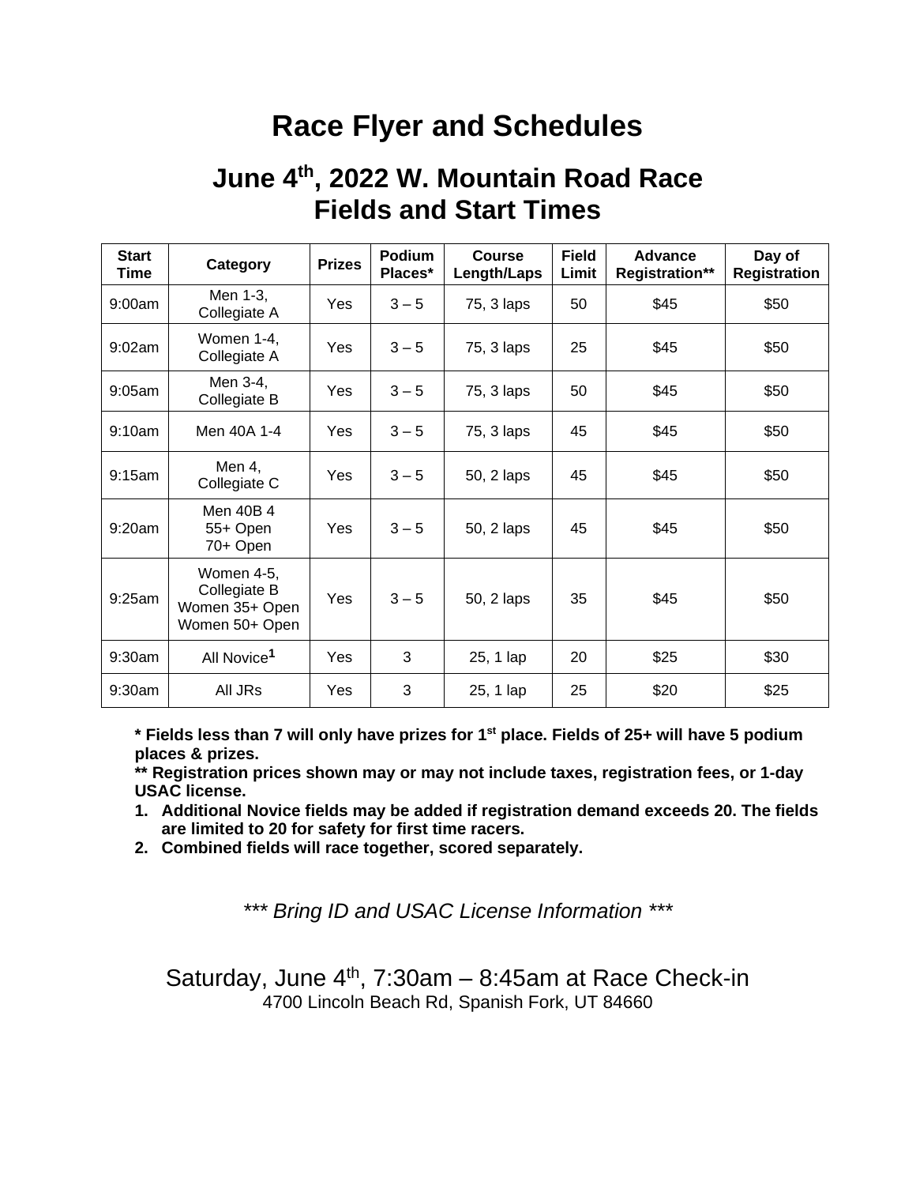# Race Flyer and Schedules

## June 4th, 2022 W. Mountain Road Race Fields and Start Times

| Start Time | Category | Prizes | Podium Places* | Course Length/Laps | Field Limit | Advance Registration** | Day of Registration |
|---|---|---|---|---|---|---|---|
| 9:00am | Men 1-3, Collegiate A | Yes | 3 – 5 | 75, 3 laps | 50 | $45 | $50 |
| 9:02am | Women 1-4, Collegiate A | Yes | 3 – 5 | 75, 3 laps | 25 | $45 | $50 |
| 9:05am | Men 3-4, Collegiate B | Yes | 3 – 5 | 75, 3 laps | 50 | $45 | $50 |
| 9:10am | Men 40A 1-4 | Yes | 3 – 5 | 75, 3 laps | 45 | $45 | $50 |
| 9:15am | Men 4, Collegiate C | Yes | 3 – 5 | 50, 2 laps | 45 | $45 | $50 |
| 9:20am | Men 40B 4<br>55+ Open<br>70+ Open | Yes | 3 – 5 | 50, 2 laps | 45 | $45 | $50 |
| 9:25am | Women 4-5, Collegiate B<br>Women 35+ Open<br>Women 50+ Open | Yes | 3 – 5 | 50, 2 laps | 35 | $45 | $50 |
| 9:30am | All Novice[1] | Yes | 3 | 25, 1 lap | 20 | $25 | $30 |
| 9:30am | All JRs | Yes | 3 | 25, 1 lap | 25 | $20 | $25 |

**\* Fields less than 7 will only have prizes for 1st place. Fields of 25+ will have 5 podium places & prizes.**

**\*\* Registration prices shown may or may not include taxes, registration fees, or 1-day USAC license.**

1. **Additional Novice fields may be added if registration demand exceeds 20. The fields are limited to 20 for safety for first time racers.**
2. **Combined fields will race together, scored separately.**

*\*\*\* Bring ID and USAC License Information \*\*\**

Saturday, June 4th, 7:30am – 8:45am at Race Check-in

4700 Lincoln Beach Rd, Spanish Fork, UT 84660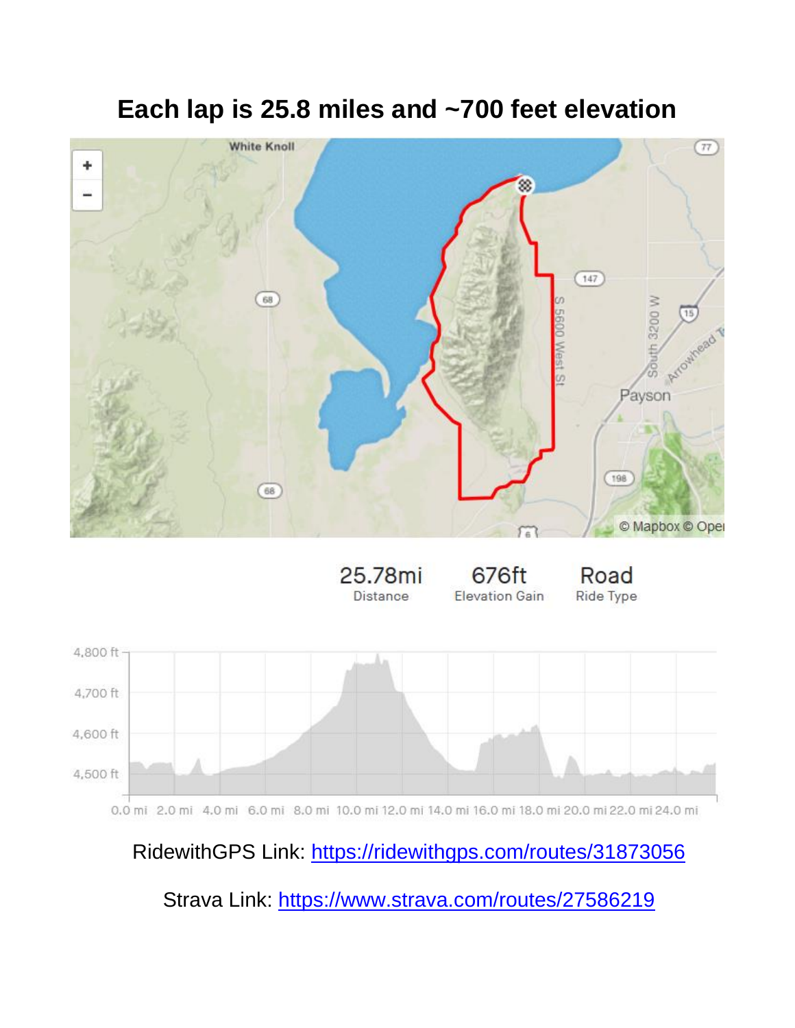# Each lap is 25.8 miles and ~700 feet elevation

25.78mi Distance

676ft Elevation Gain

Road Ride Type

RidewithGPS Link: https://ridewithgps.com/routes/31873056

Strava Link: https://www.strava.com/routes/27586219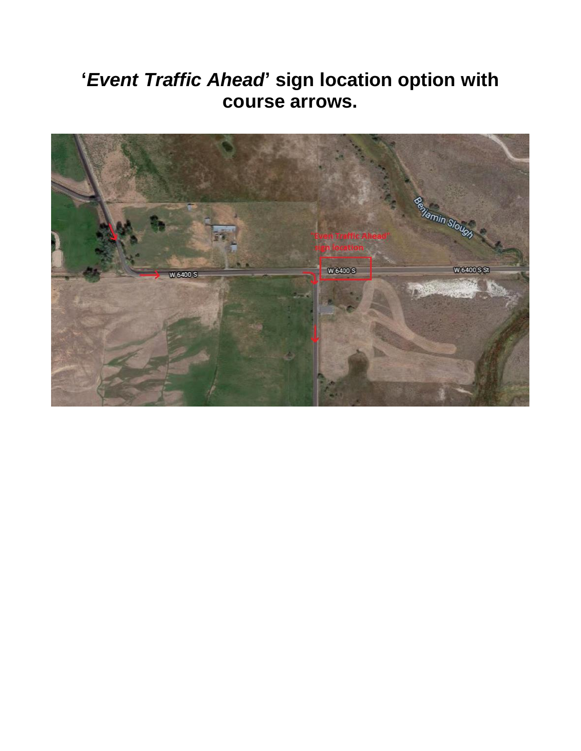# '*Event Traffic Ahead*' sign location option with course arrows.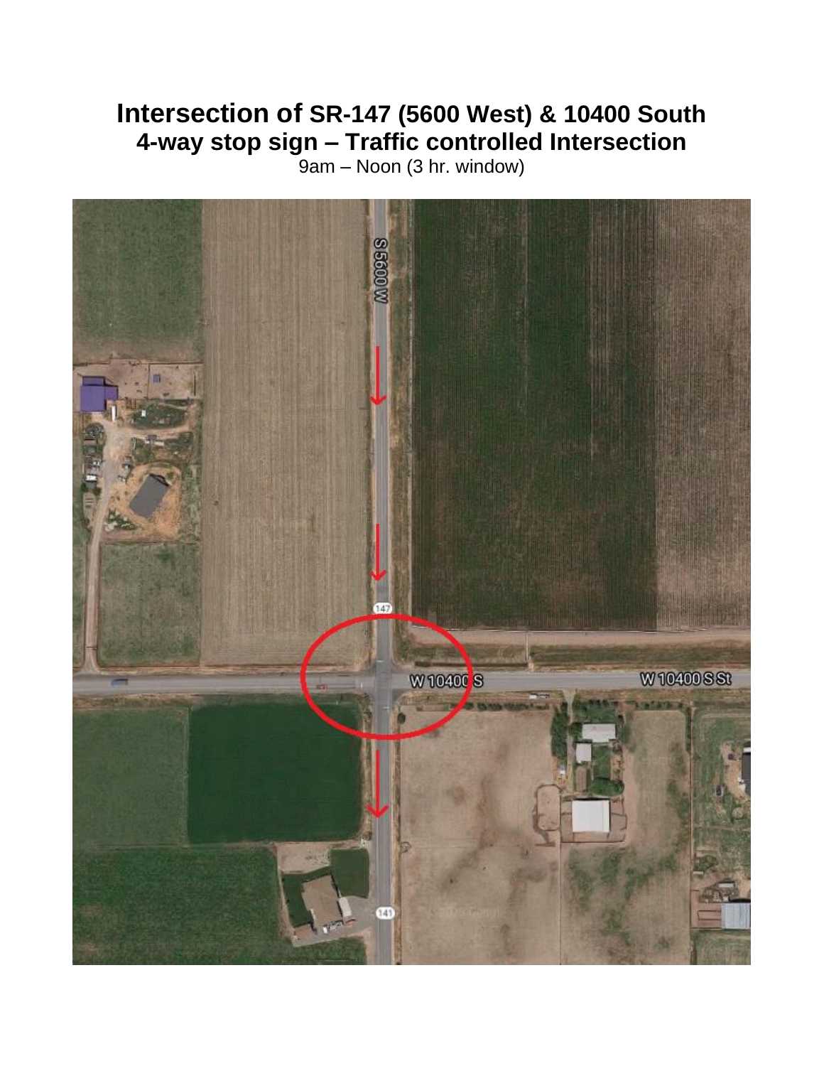# Intersection of SR-147 (5600 West) & 10400 South

## 4-way stop sign – Traffic controlled Intersection

9am – Noon (3 hr. window)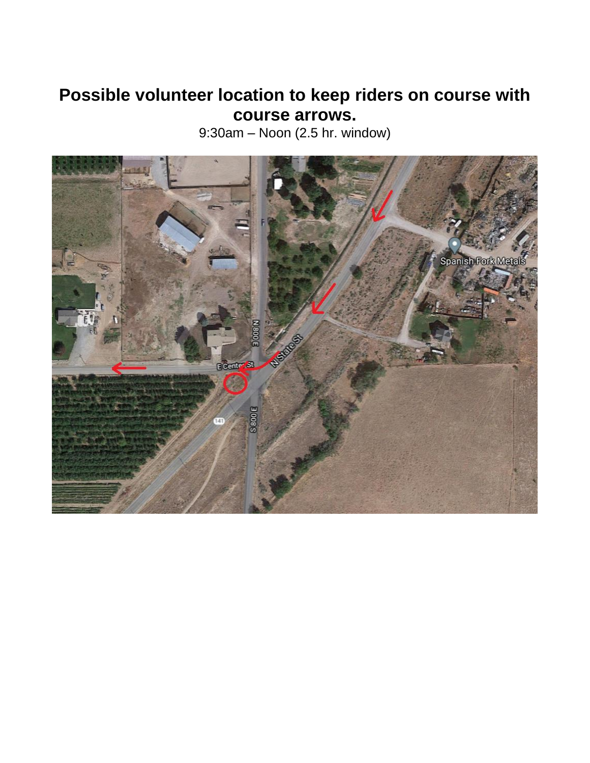# Possible volunteer location to keep riders on course with course arrows.

9:30am – Noon (2.5 hr. window)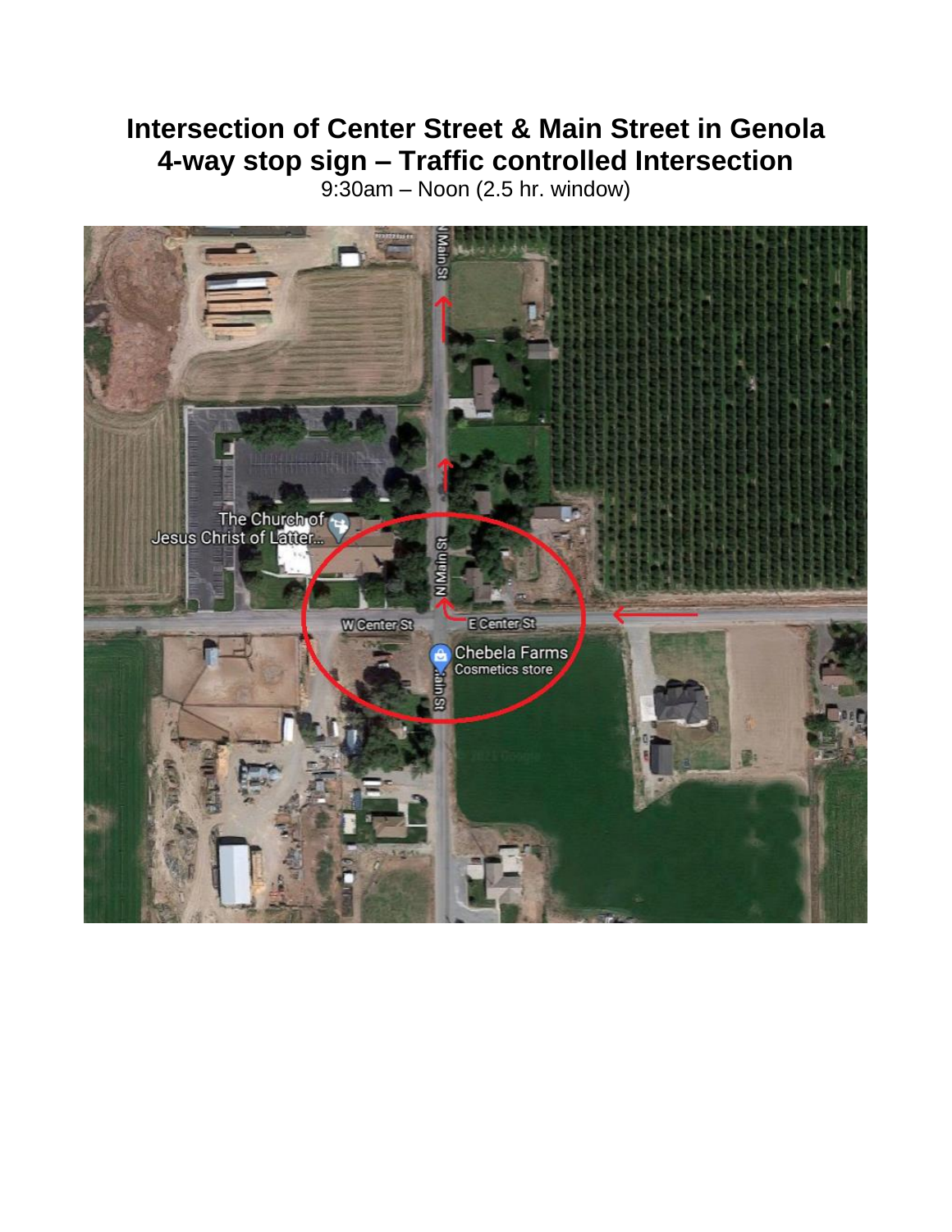**Intersection of Center Street & Main Street in Genola**
**4-way stop sign – Traffic controlled Intersection**

9:30am – Noon (2.5 hr. window)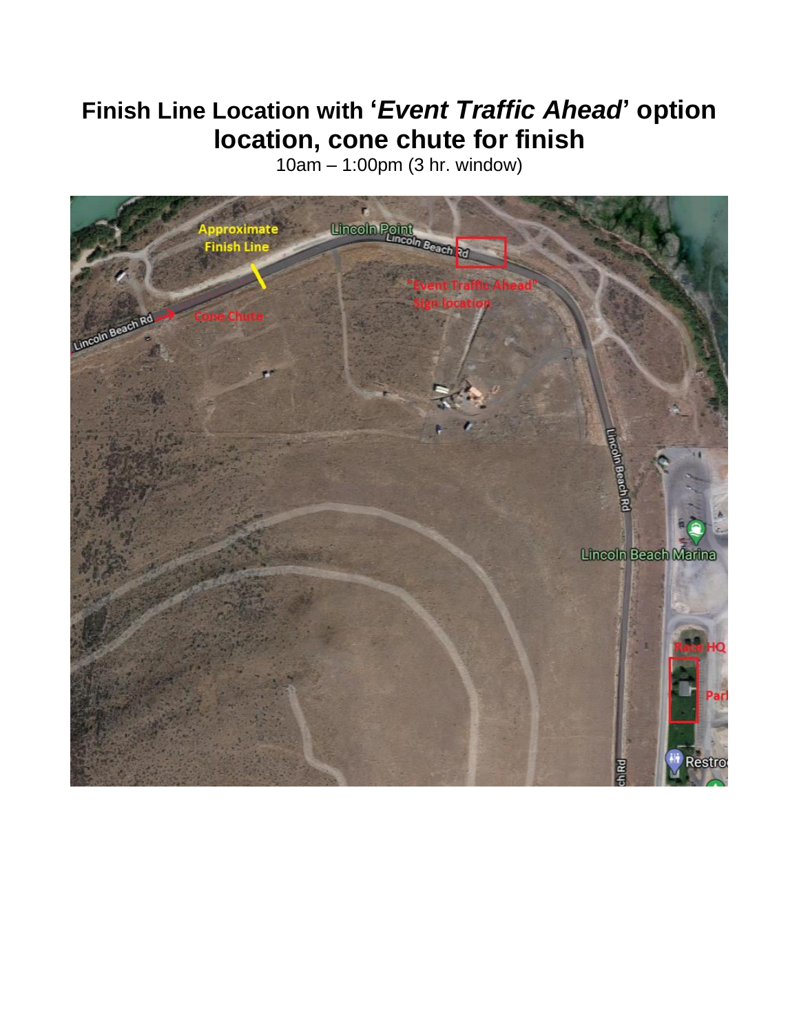# Finish Line Location with '*Event Traffic Ahead*' option location, cone chute for finish

10am – 1:00pm (3 hr. window)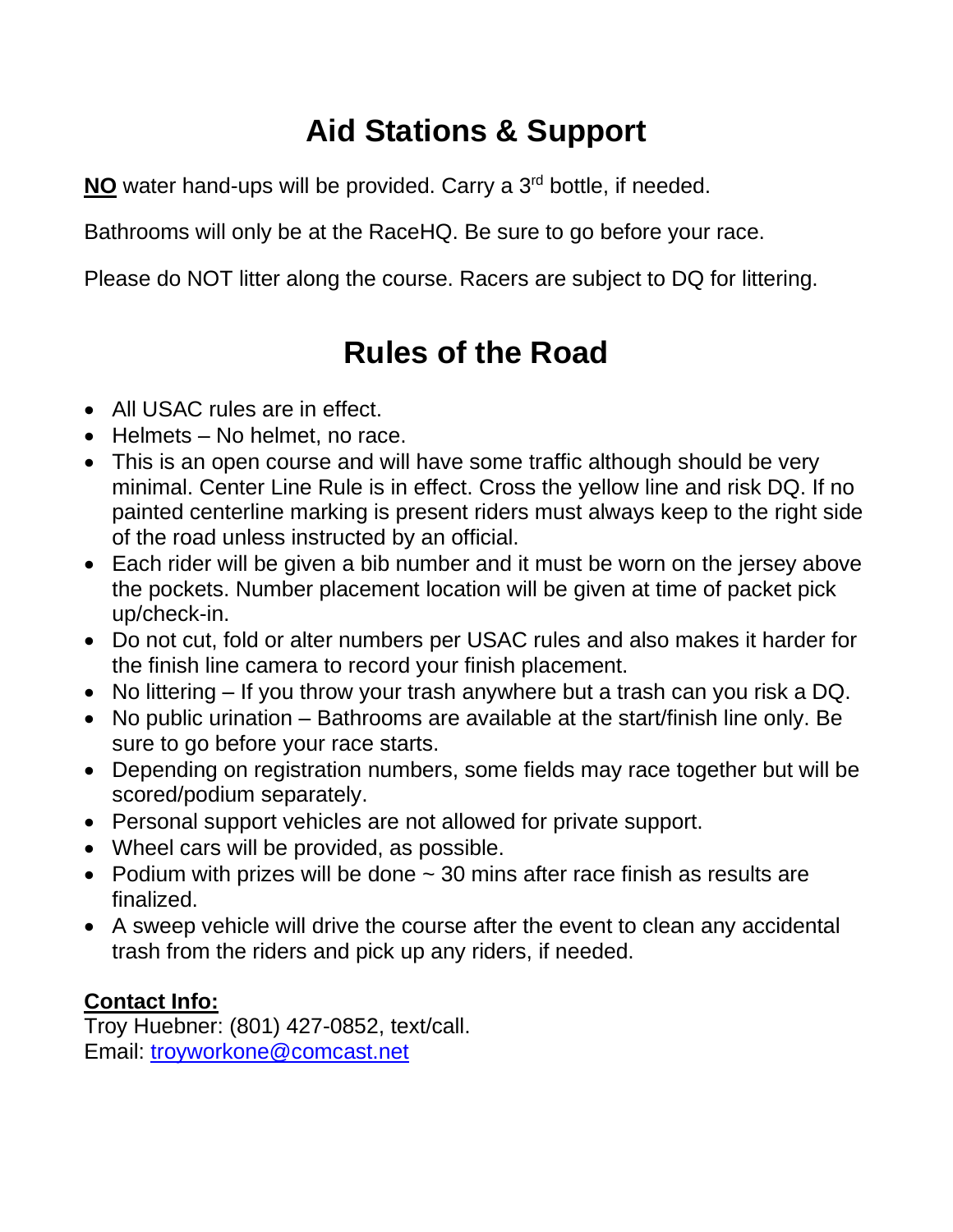# Aid Stations & Support

**NO** water hand-ups will be provided. Carry a 3rd bottle, if needed.

Bathrooms will only be at the RaceHQ. Be sure to go before your race.

Please do NOT litter along the course. Racers are subject to DQ for littering.

# Rules of the Road

- All USAC rules are in effect.
- Helmets – No helmet, no race.
- This is an open course and will have some traffic although should be very minimal. Center Line Rule is in effect. Cross the yellow line and risk DQ. If no painted centerline marking is present riders must always keep to the right side of the road unless instructed by an official.
- Each rider will be given a bib number and it must be worn on the jersey above the pockets. Number placement location will be given at time of packet pick up/check-in.
- Do not cut, fold or alter numbers per USAC rules and also makes it harder for the finish line camera to record your finish placement.
- No littering – If you throw your trash anywhere but a trash can you risk a DQ.
- No public urination – Bathrooms are available at the start/finish line only. Be sure to go before your race starts.
- Depending on registration numbers, some fields may race together but will be scored/podium separately.
- Personal support vehicles are not allowed for private support.
- Wheel cars will be provided, as possible.
- Podium with prizes will be done ~ 30 mins after race finish as results are finalized.
- A sweep vehicle will drive the course after the event to clean any accidental trash from the riders and pick up any riders, if needed.

**Contact Info:**
Troy Huebner: (801) 427-0852, text/call.
Email: troyworkone@comcast.net